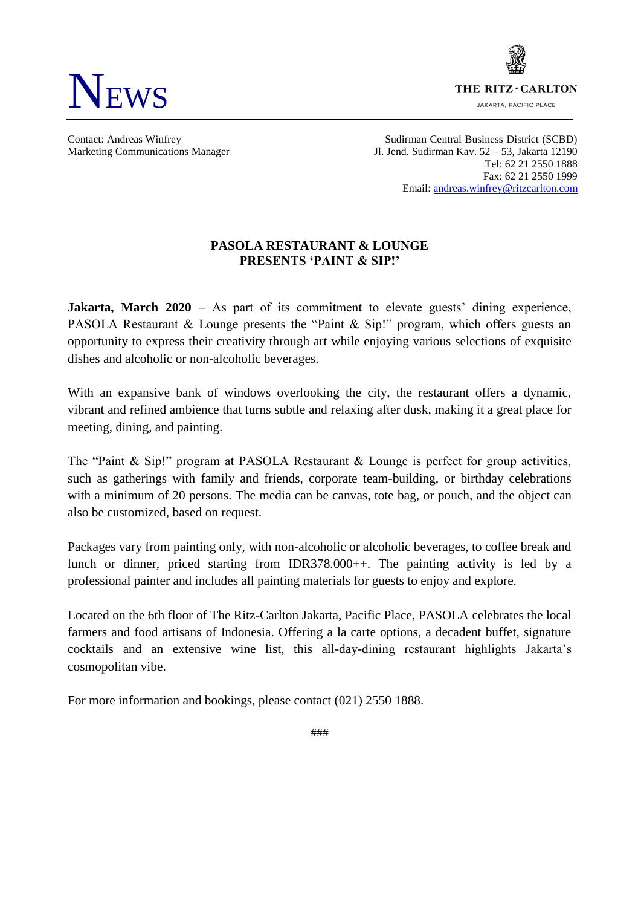# NEWS

THE RITZ-CARLTON
JAKARTA, PACIFIC PLACE

Contact: Andreas Winfrey
Marketing Communications Manager

Sudirman Central Business District (SCBD)
Jl. Jend. Sudirman Kav. 52 – 53, Jakarta 12190
Tel: 62 21 2550 1888
Fax: 62 21 2550 1999
Email: andreas.winfrey@ritzcarlton.com

## PASOLA RESTAURANT & LOUNGE PRESENTS 'PAINT & SIP!'

**Jakarta, March 2020** – As part of its commitment to elevate guests' dining experience, PASOLA Restaurant & Lounge presents the "Paint & Sip!" program, which offers guests an opportunity to express their creativity through art while enjoying various selections of exquisite dishes and alcoholic or non-alcoholic beverages.

With an expansive bank of windows overlooking the city, the restaurant offers a dynamic, vibrant and refined ambience that turns subtle and relaxing after dusk, making it a great place for meeting, dining, and painting.

The "Paint & Sip!" program at PASOLA Restaurant & Lounge is perfect for group activities, such as gatherings with family and friends, corporate team-building, or birthday celebrations with a minimum of 20 persons. The media can be canvas, tote bag, or pouch, and the object can also be customized, based on request.

Packages vary from painting only, with non-alcoholic or alcoholic beverages, to coffee break and lunch or dinner, priced starting from IDR378.000++. The painting activity is led by a professional painter and includes all painting materials for guests to enjoy and explore.

Located on the 6th floor of The Ritz-Carlton Jakarta, Pacific Place, PASOLA celebrates the local farmers and food artisans of Indonesia. Offering a la carte options, a decadent buffet, signature cocktails and an extensive wine list, this all-day-dining restaurant highlights Jakarta's cosmopolitan vibe.

For more information and bookings, please contact (021) 2550 1888.

###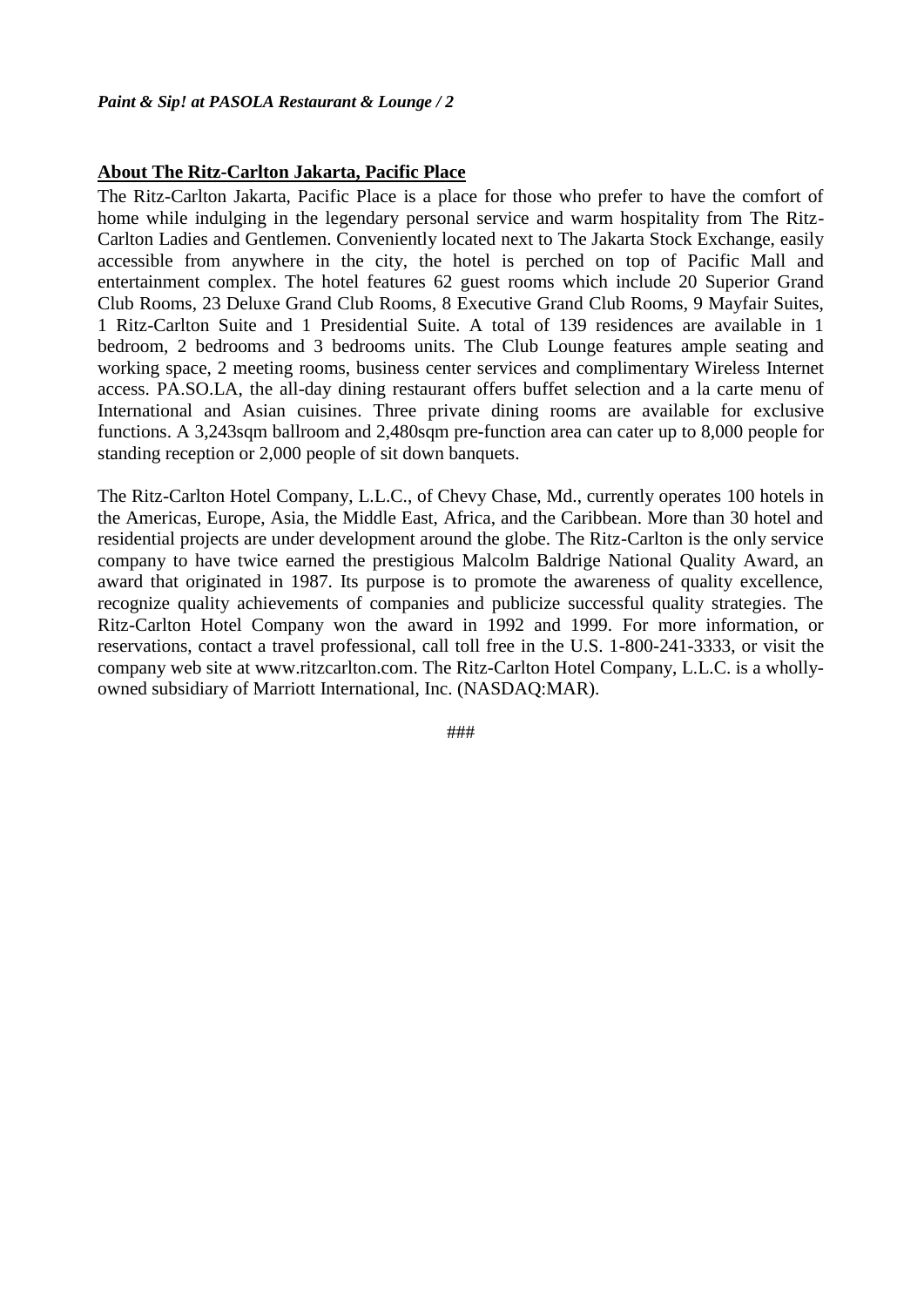## About The Ritz-Carlton Jakarta, Pacific Place

The Ritz-Carlton Jakarta, Pacific Place is a place for those who prefer to have the comfort of home while indulging in the legendary personal service and warm hospitality from The Ritz-Carlton Ladies and Gentlemen. Conveniently located next to The Jakarta Stock Exchange, easily accessible from anywhere in the city, the hotel is perched on top of Pacific Mall and entertainment complex. The hotel features 62 guest rooms which include 20 Superior Grand Club Rooms, 23 Deluxe Grand Club Rooms, 8 Executive Grand Club Rooms, 9 Mayfair Suites, 1 Ritz-Carlton Suite and 1 Presidential Suite. A total of 139 residences are available in 1 bedroom, 2 bedrooms and 3 bedrooms units. The Club Lounge features ample seating and working space, 2 meeting rooms, business center services and complimentary Wireless Internet access. PA.SO.LA, the all-day dining restaurant offers buffet selection and a la carte menu of International and Asian cuisines. Three private dining rooms are available for exclusive functions. A 3,243sqm ballroom and 2,480sqm pre-function area can cater up to 8,000 people for standing reception or 2,000 people of sit down banquets.

The Ritz-Carlton Hotel Company, L.L.C., of Chevy Chase, Md., currently operates 100 hotels in the Americas, Europe, Asia, the Middle East, Africa, and the Caribbean. More than 30 hotel and residential projects are under development around the globe. The Ritz-Carlton is the only service company to have twice earned the prestigious Malcolm Baldrige National Quality Award, an award that originated in 1987. Its purpose is to promote the awareness of quality excellence, recognize quality achievements of companies and publicize successful quality strategies. The Ritz-Carlton Hotel Company won the award in 1992 and 1999. For more information, or reservations, contact a travel professional, call toll free in the U.S. 1-800-241-3333, or visit the company web site at www.ritzcarlton.com. The Ritz-Carlton Hotel Company, L.L.C. is a wholly-owned subsidiary of Marriott International, Inc. (NASDAQ:MAR).

###